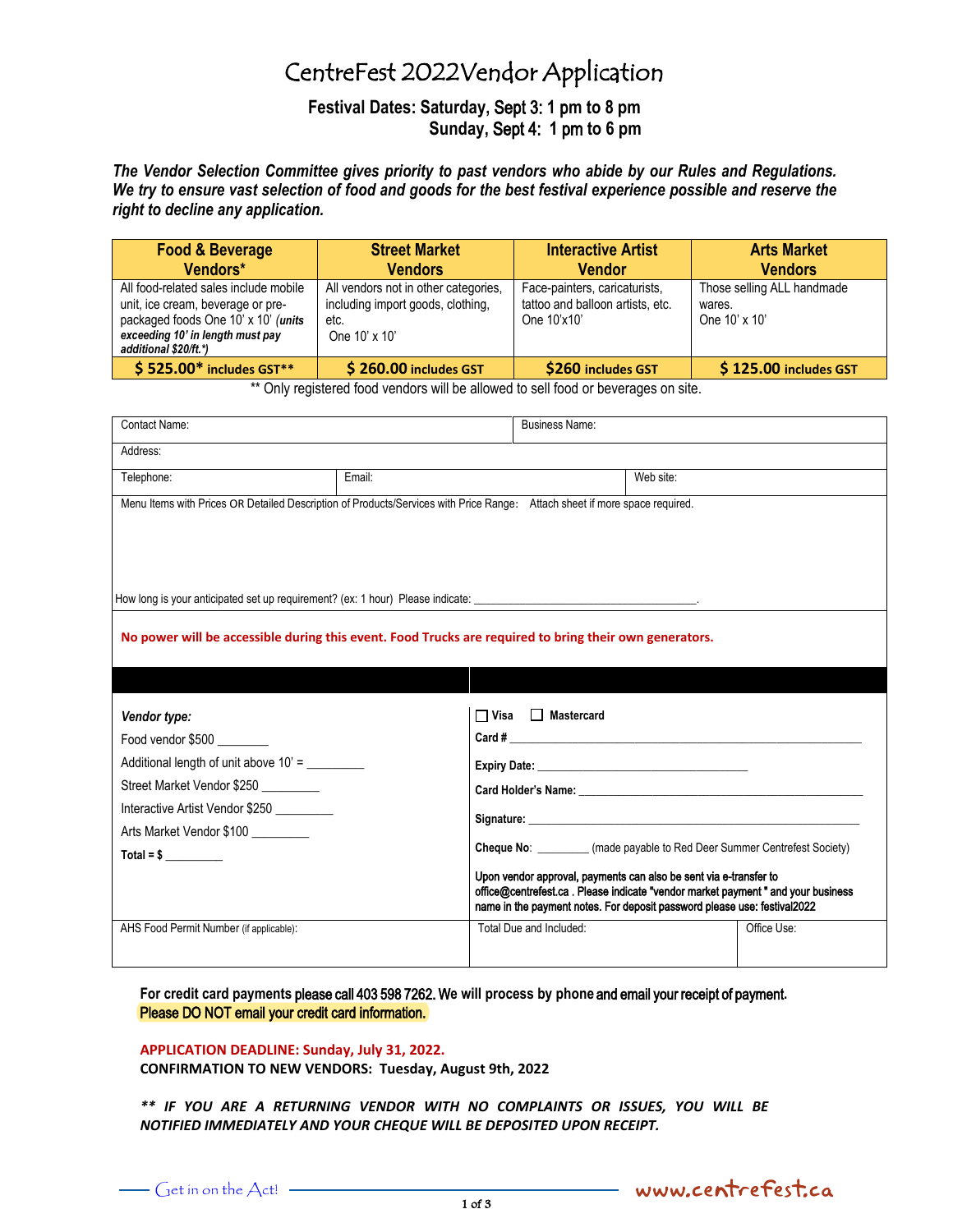# CentreFest 2022Vendor Application

**Festival Dates: Saturday, Sept 3: 1 pm to 8 pm**
**Sunday, Sept 4: 1 pm to 6 pm**

***The Vendor Selection Committee gives priority to past vendors who abide by our Rules and Regulations. We try to ensure vast selection of food and goods for the best festival experience possible and reserve the right to decline any application.***

| Food & Beverage Vendors* | Street Market Vendors | Interactive Artist Vendor | Arts Market Vendors |
|---|---|---|---|
| All food-related sales include mobile unit, ice cream, beverage or pre-packaged foods One 10' x 10' ***(units exceeding 10' in length must pay additional $20/ft.*)*** | All vendors not in other categories, including import goods, clothing, etc. One 10' x 10' | Face-painters, caricaturists, tattoo and balloon artists, etc. One 10'x10' | Those selling ALL handmade wares. One 10' x 10' |
| **$ 525.00* includes GST**** | **$ 260.00 includes GST** | **$260 includes GST** | **$ 125.00 includes GST** |

** Only registered food vendors will be allowed to sell food or beverages on site.

| Contact Name: | | Business Name: |
|---|---|---|
| Address: | | |
| Telephone: | Email: | Web site: |

Menu Items with Prices OR Detailed Description of Products/Services with Price Range: Attach sheet if more space required.

How long is your anticipated set up requirement? (ex: 1 hour) Please indicate: ______________________________.

**No power will be accessible during this event. Food Trucks are required to bring their own generators.**

| ***Vendor type:*** | ☐ **Visa** ☐ **Mastercard** |
|---|---|
| Food vendor $500 ________ | **Card #** ________________________________ |
| Additional length of unit above 10' = ________ | **Expiry Date:** ________________________ |
| Street Market Vendor $250 ________ | **Card Holder's Name:** ________________________ |
| Interactive Artist Vendor $250 ________ | **Signature:** ________________________ |
| Arts Market Vendor $100 ________ | **Cheque No**: ________ (made payable to Red Deer Summer Centrefest Society) |
| **Total = $** ________ | Upon vendor approval, payments can also be sent via e-transfer to office@centrefest.ca . Please indicate "vendor market payment " and your business name in the payment notes. For deposit password please use: festival2022 |

| AHS Food Permit Number (if applicable): | Total Due and Included: | Office Use: |
|---|---|---|
| | | |

**For credit card payments please call 403 598 7262. We will process by phone and email your receipt of payment.**
**Please DO NOT email your credit card information.**

**APPLICATION DEADLINE: Sunday, July 31, 2022.**
**CONFIRMATION TO NEW VENDORS: Tuesday, August 9th, 2022**

***** IF YOU ARE A RETURNING VENDOR WITH NO COMPLAINTS OR ISSUES, YOU WILL BE NOTIFIED IMMEDIATELY AND YOUR CHEQUE WILL BE DEPOSITED UPON RECEIPT.***

Get in on the Act! www.centrefest.ca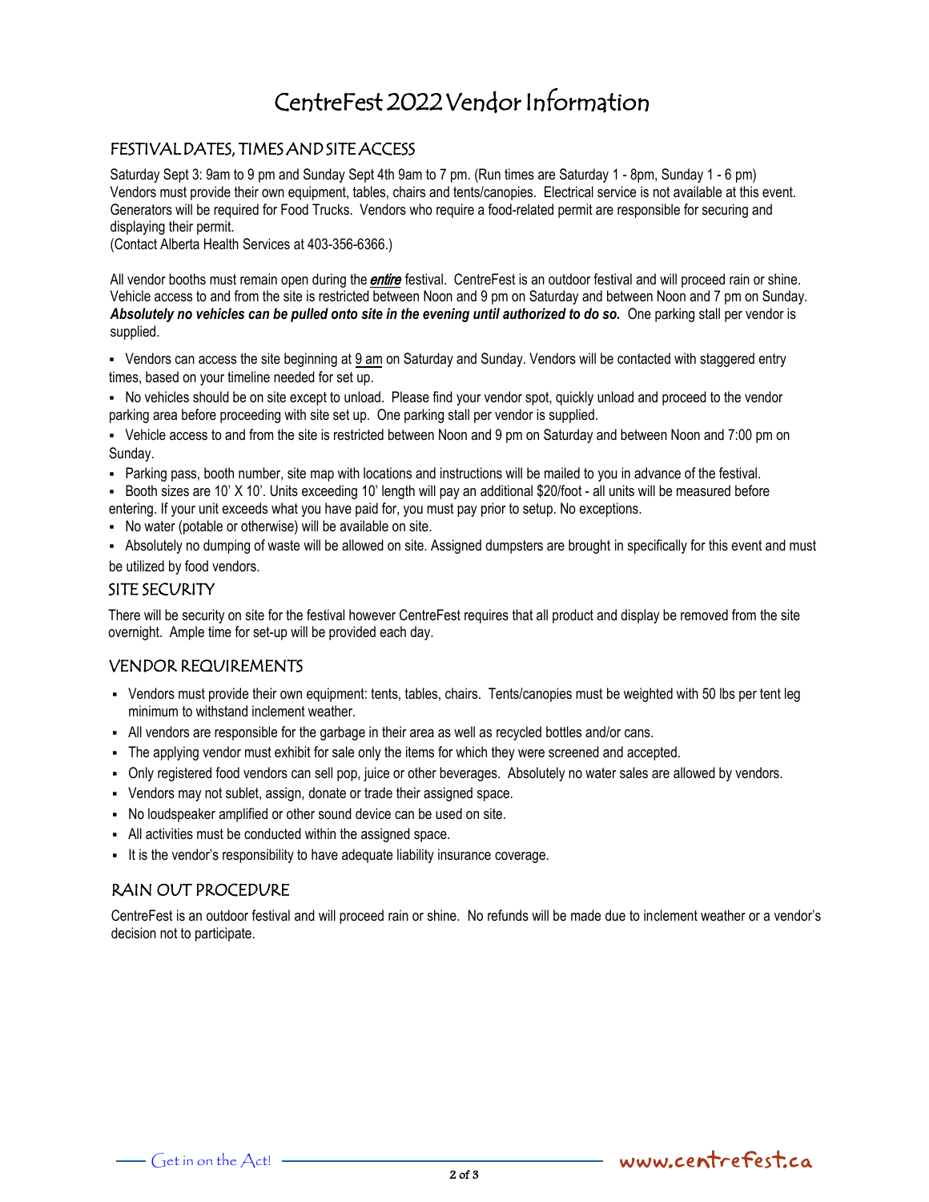# CentreFest 2022 Vendor Information

## FESTIVAL DATES, TIMES AND SITE ACCESS

Saturday Sept 3: 9am to 9 pm and Sunday Sept 4th 9am to 7 pm. (Run times are Saturday 1 - 8pm, Sunday 1 - 6 pm) Vendors must provide their own equipment, tables, chairs and tents/canopies. Electrical service is not available at this event. Generators will be required for Food Trucks. Vendors who require a food-related permit are responsible for securing and displaying their permit.
(Contact Alberta Health Services at 403-356-6366.)

All vendor booths must remain open during the ***entire*** festival. CentreFest is an outdoor festival and will proceed rain or shine. Vehicle access to and from the site is restricted between Noon and 9 pm on Saturday and between Noon and 7 pm on Sunday. ***Absolutely no vehicles can be pulled onto site in the evening until authorized to do so.*** One parking stall per vendor is supplied.

- Vendors can access the site beginning at 9 am on Saturday and Sunday. Vendors will be contacted with staggered entry times, based on your timeline needed for set up.
- No vehicles should be on site except to unload. Please find your vendor spot, quickly unload and proceed to the vendor parking area before proceeding with site set up. One parking stall per vendor is supplied.
- Vehicle access to and from the site is restricted between Noon and 9 pm on Saturday and between Noon and 7:00 pm on Sunday.
- Parking pass, booth number, site map with locations and instructions will be mailed to you in advance of the festival.
- Booth sizes are 10' X 10'. Units exceeding 10' length will pay an additional $20/foot - all units will be measured before entering. If your unit exceeds what you have paid for, you must pay prior to setup. No exceptions.
- No water (potable or otherwise) will be available on site.
- Absolutely no dumping of waste will be allowed on site. Assigned dumpsters are brought in specifically for this event and must be utilized by food vendors.

## SITE SECURITY

There will be security on site for the festival however CentreFest requires that all product and display be removed from the site overnight. Ample time for set-up will be provided each day.

## VENDOR REQUIREMENTS

- Vendors must provide their own equipment: tents, tables, chairs. Tents/canopies must be weighted with 50 lbs per tent leg minimum to withstand inclement weather.
- All vendors are responsible for the garbage in their area as well as recycled bottles and/or cans.
- The applying vendor must exhibit for sale only the items for which they were screened and accepted.
- Only registered food vendors can sell pop, juice or other beverages. Absolutely no water sales are allowed by vendors.
- Vendors may not sublet, assign, donate or trade their assigned space.
- No loudspeaker amplified or other sound device can be used on site.
- All activities must be conducted within the assigned space.
- It is the vendor's responsibility to have adequate liability insurance coverage.

## RAIN OUT PROCEDURE

CentreFest is an outdoor festival and will proceed rain or shine. No refunds will be made due to inclement weather or a vendor's decision not to participate.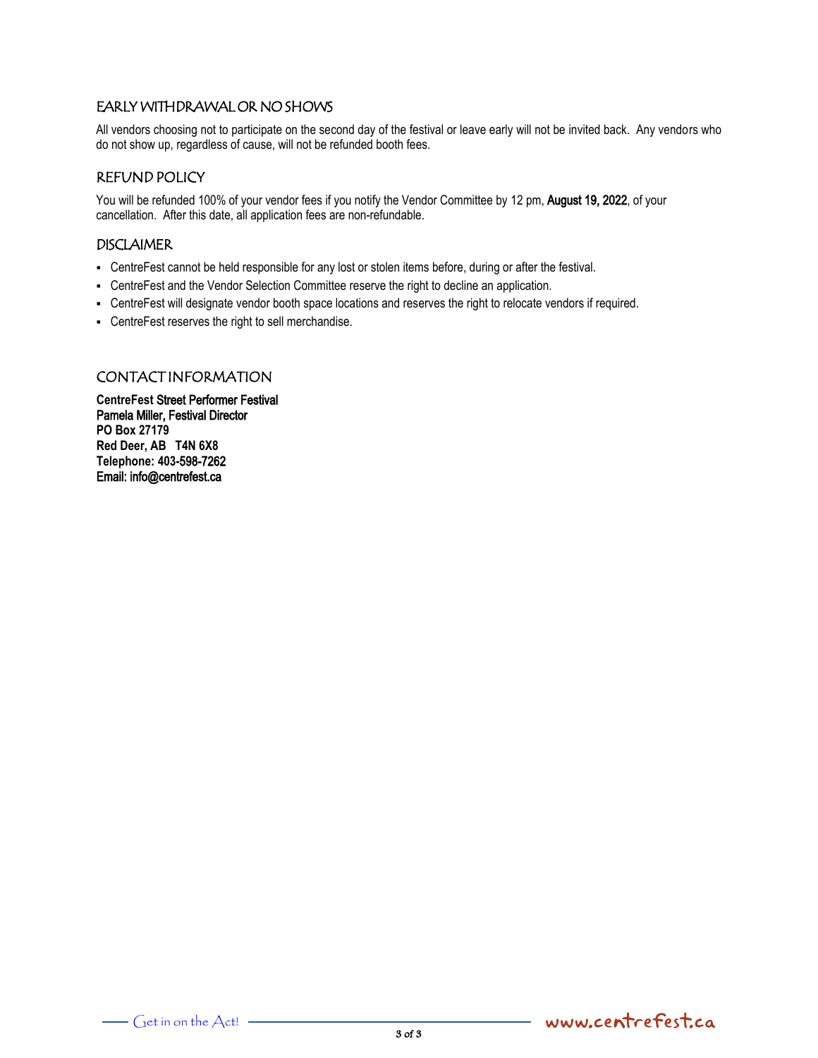## EARLY WITHDRAWAL OR NO SHOWS

All vendors choosing not to participate on the second day of the festival or leave early will not be invited back. Any vendors who do not show up, regardless of cause, will not be refunded booth fees.

## REFUND POLICY

You will be refunded 100% of your vendor fees if you notify the Vendor Committee by 12 pm, **August 19, 2022**, of your cancellation. After this date, all application fees are non-refundable.

## DISCLAIMER

- CentreFest cannot be held responsible for any lost or stolen items before, during or after the festival.
- CentreFest and the Vendor Selection Committee reserve the right to decline an application.
- CentreFest will designate vendor booth space locations and reserves the right to relocate vendors if required.
- CentreFest reserves the right to sell merchandise.

## CONTACT INFORMATION

**CentreFest Street Performer Festival**
**Pamela Miller, Festival Director**
**PO Box 27179**
**Red Deer, AB T4N 6X8**
**Telephone: 403-598-7262**
**Email: info@centrefest.ca**